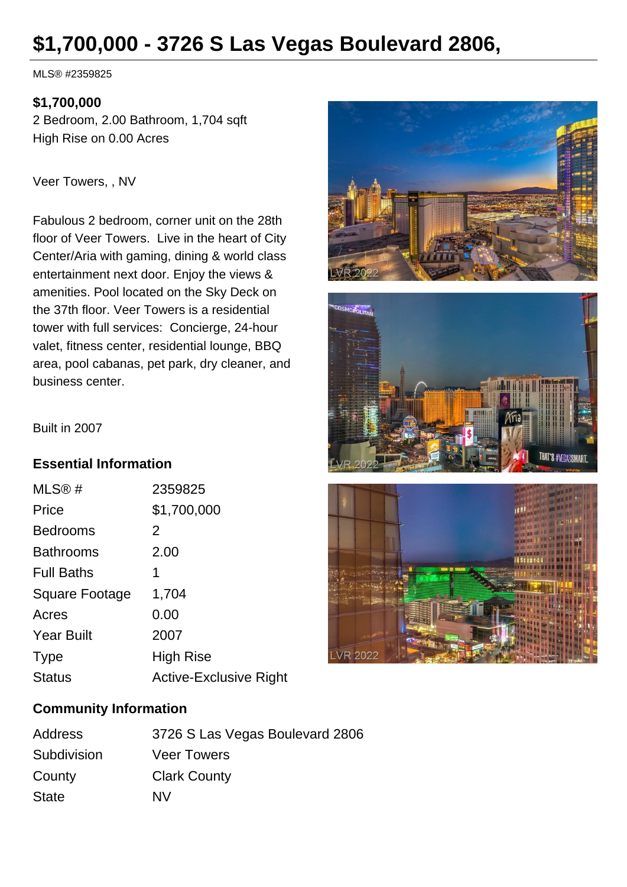# $1,700,000 - 3726 S Las Vegas Boulevard 2806,

MLS® #2359825

**$1,700,000**
2 Bedroom, 2.00 Bathroom, 1,704 sqft
High Rise on 0.00 Acres

Veer Towers, , NV

Fabulous 2 bedroom, corner unit on the 28th floor of Veer Towers. Live in the heart of City Center/Aria with gaming, dining & world class entertainment next door. Enjoy the views & amenities. Pool located on the Sky Deck on the 37th floor. Veer Towers is a residential tower with full services: Concierge, 24-hour valet, fitness center, residential lounge, BBQ area, pool cabanas, pet park, dry cleaner, and business center.

Built in 2007

## Essential Information

| | |
|---|---|
| MLS® # | 2359825 |
| Price | $1,700,000 |
| Bedrooms | 2 |
| Bathrooms | 2.00 |
| Full Baths | 1 |
| Square Footage | 1,704 |
| Acres | 0.00 |
| Year Built | 2007 |
| Type | High Rise |
| Status | Active-Exclusive Right |

## Community Information

| | |
|---|---|
| Address | 3726 S Las Vegas Boulevard 2806 |
| Subdivision | Veer Towers |
| County | Clark County |
| State | NV |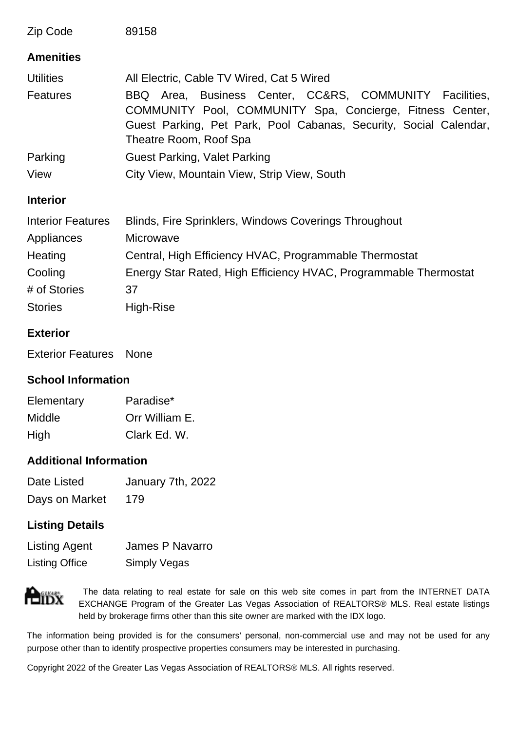| | |
|---|---|
| Zip Code | 89158 |

### Amenities

| | |
|---|---|
| Utilities | All Electric, Cable TV Wired, Cat 5 Wired |
| Features | BBQ Area, Business Center, CC&RS, COMMUNITY Facilities, COMMUNITY Pool, COMMUNITY Spa, Concierge, Fitness Center, Guest Parking, Pet Park, Pool Cabanas, Security, Social Calendar, Theatre Room, Roof Spa |
| Parking | Guest Parking, Valet Parking |
| View | City View, Mountain View, Strip View, South |

### Interior

| | |
|---|---|
| Interior Features | Blinds, Fire Sprinklers, Windows Coverings Throughout |
| Appliances | Microwave |
| Heating | Central, High Efficiency HVAC, Programmable Thermostat |
| Cooling | Energy Star Rated, High Efficiency HVAC, Programmable Thermostat |
| # of Stories | 37 |
| Stories | High-Rise |

### Exterior

| | |
|---|---|
| Exterior Features | None |

### School Information

| | |
|---|---|
| Elementary | Paradise* |
| Middle | Orr William E. |
| High | Clark Ed. W. |

### Additional Information

| | |
|---|---|
| Date Listed | January 7th, 2022 |
| Days on Market | 179 |

### Listing Details

| | |
|---|---|
| Listing Agent | James P Navarro |
| Listing Office | Simply Vegas |

The data relating to real estate for sale on this web site comes in part from the INTERNET DATA EXCHANGE Program of the Greater Las Vegas Association of REALTORS® MLS. Real estate listings held by brokerage firms other than this site owner are marked with the IDX logo.

The information being provided is for the consumers' personal, non-commercial use and may not be used for any purpose other than to identify prospective properties consumers may be interested in purchasing.

Copyright 2022 of the Greater Las Vegas Association of REALTORS® MLS. All rights reserved.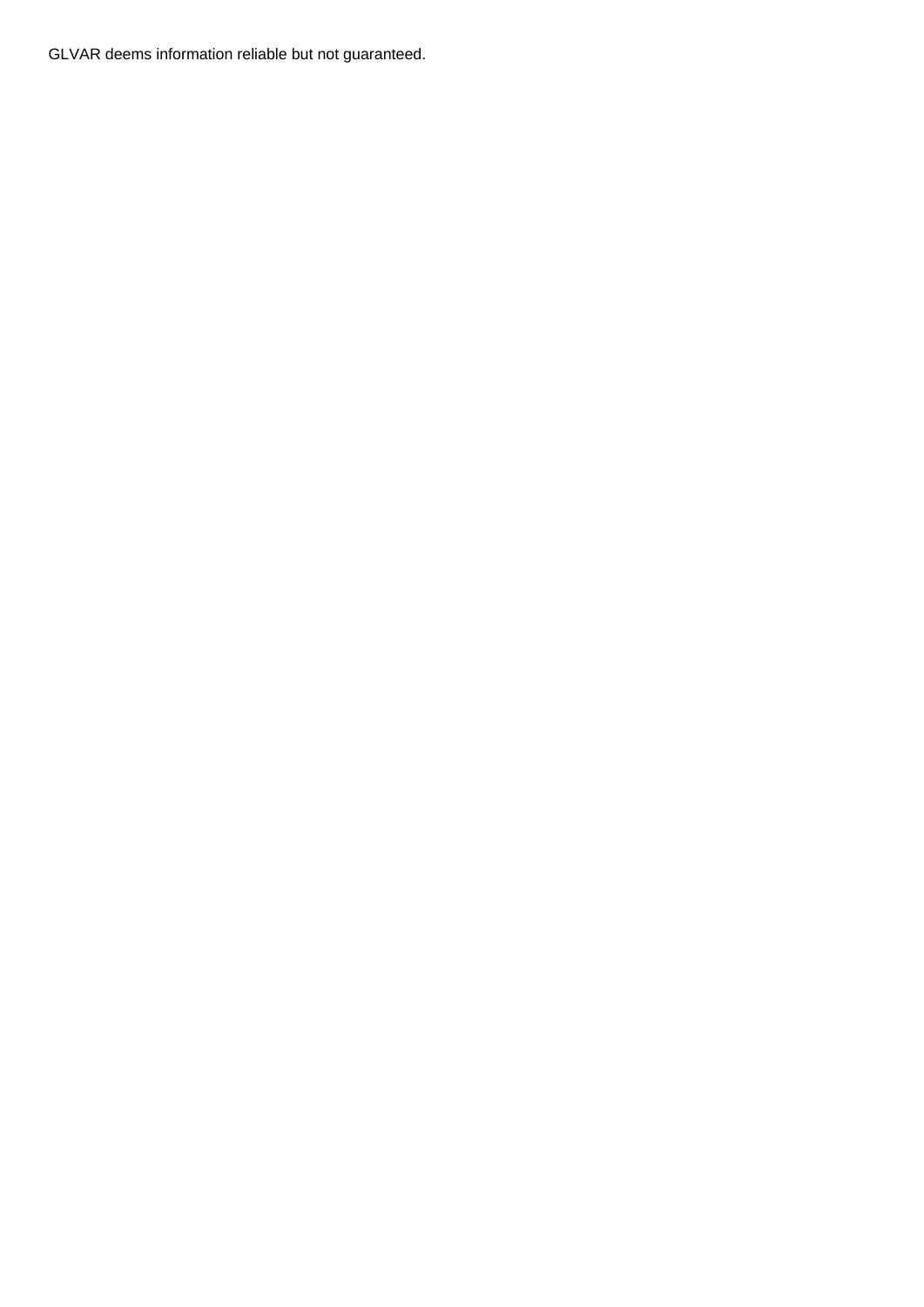GLVAR deems information reliable but not guaranteed.